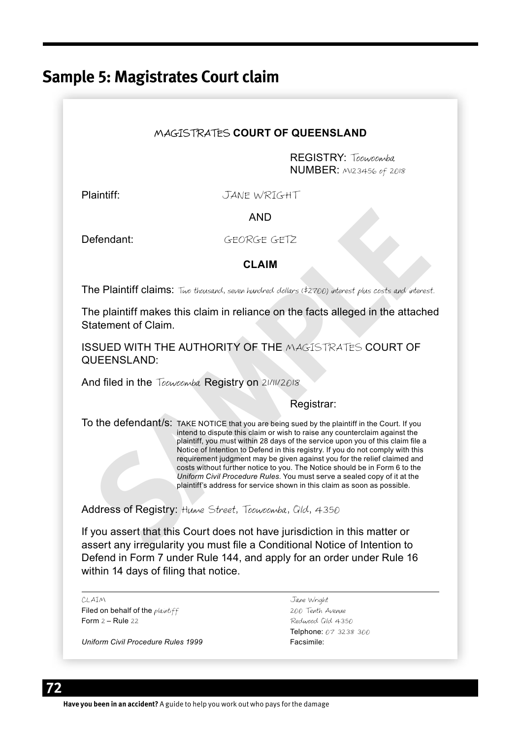## Sample 5: Magistrates Court claim

MAGISTRATES **COURT OF QUEENSLAND**

REGISTRY: Toowoomba
NUMBER: M123456 of 2018

Plaintiff: JANE WRIGHT

AND

Defendant: GEORGE GETZ

**CLAIM**

The Plaintiff claims: Two thousand, seven hundred dollars ($2700) interest plus costs and interest.

The plaintiff makes this claim in reliance on the facts alleged in the attached Statement of Claim.

ISSUED WITH THE AUTHORITY OF THE MAGISTRATES COURT OF QUEENSLAND:

And filed in the Toowoomba Registry on 21/11/2018

Registrar:

To the defendant/s: TAKE NOTICE that you are being sued by the plaintiff in the Court. If you intend to dispute this claim or wish to raise any counterclaim against the plaintiff, you must within 28 days of the service upon you of this claim file a Notice of Intention to Defend in this registry. If you do not comply with this requirement judgment may be given against you for the relief claimed and costs without further notice to you. The Notice should be in Form 6 to the *Uniform Civil Procedure Rules*. You must serve a sealed copy of it at the plaintiff's address for service shown in this claim as soon as possible.

Address of Registry: Hume Street, Toowoomba, Qld, 4350

If you assert that this Court does not have jurisdiction in this matter or assert any irregularity you must file a Conditional Notice of Intention to Defend in Form 7 under Rule 144, and apply for an order under Rule 16 within 14 days of filing that notice.

---

CLAIM
Filed on behalf of the plaintiff
Form 2 – Rule 22

*Uniform Civil Procedure Rules 1999*

Jane Wright
200 Tenth Avenue
Redwood Qld 4350
Telphone: 07 3238 300
Facsimile:

SAMPLE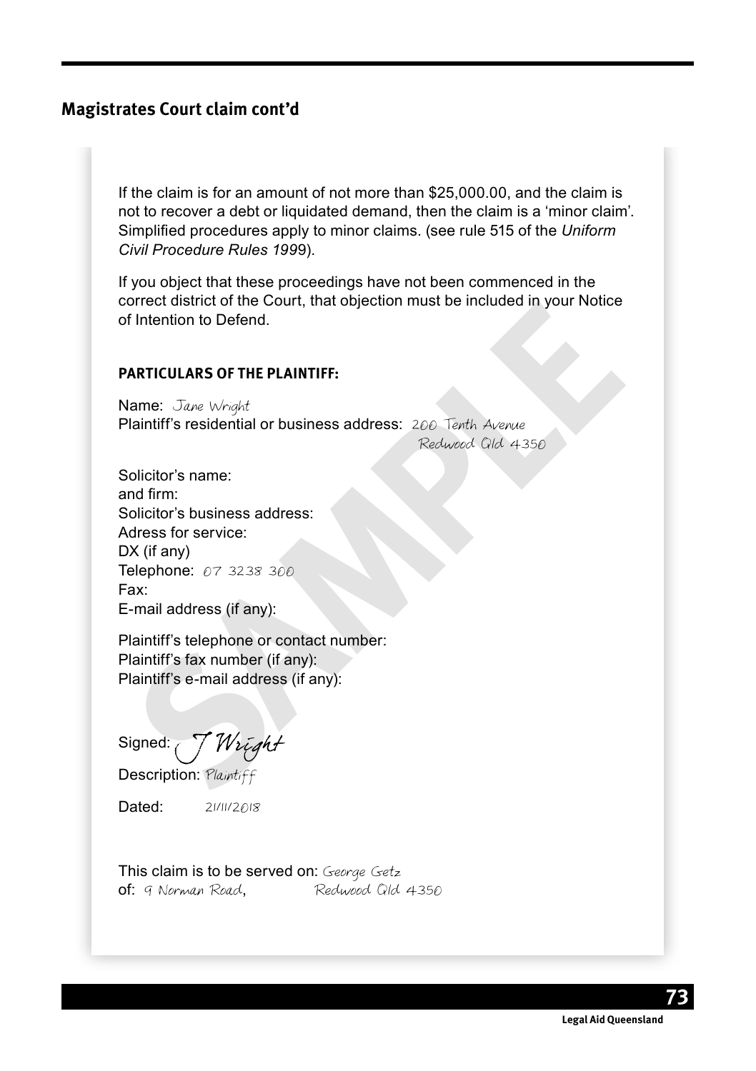## Magistrates Court claim cont'd

If the claim is for an amount of not more than $25,000.00, and the claim is not to recover a debt or liquidated demand, then the claim is a 'minor claim'. Simplified procedures apply to minor claims. (see rule 515 of the *Uniform Civil Procedure Rules 1999*).

If you object that these proceedings have not been commenced in the correct district of the Court, that objection must be included in your Notice of Intention to Defend.

### PARTICULARS OF THE PLAINTIFF:

Name: Jane Wright
Plaintiff's residential or business address: 200 Tenth Avenue
Redwood Qld 4350

Solicitor's name:
and firm:
Solicitor's business address:
Adress for service:
DX (if any)
Telephone: 07 3238 300
Fax:
E-mail address (if any):

Plaintiff's telephone or contact number:
Plaintiff's fax number (if any):
Plaintiff's e-mail address (if any):

Signed: J Wright

Description: Plaintiff

Dated: 21/11/2018

This claim is to be served on: George Getz
of: 9 Norman Road, Redwood Qld 4350

SAMPLE